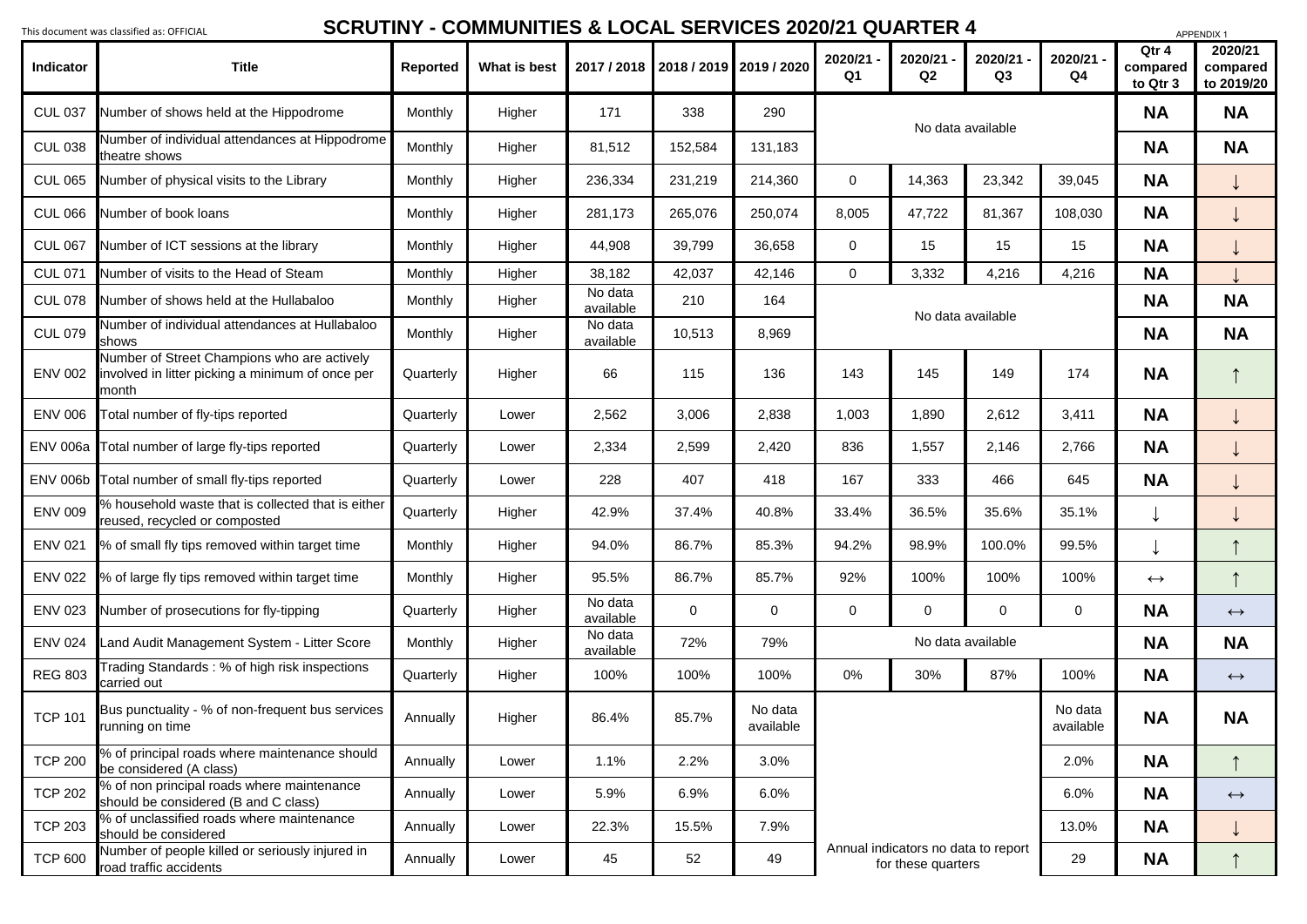This document was classified as: OFFICIAL

# SCRUTINY - COMMUNITIES & LOCAL SERVICES 2020/21 QUARTER 4

APPENDIX 1

| Indicator | Title | Reported | What is best | 2017 / 2018 | 2018 / 2019 | 2019 / 2020 | 2020/21 - Q1 | 2020/21 - Q2 | 2020/21 - Q3 | 2020/21 - Q4 | Qtr 4 compared to Qtr 3 | 2020/21 compared to 2019/20 |
|---|---|---|---|---|---|---|---|---|---|---|---|---|
| CUL 037 | Number of shows held at the Hippodrome | Monthly | Higher | 171 | 338 | 290 | No data available | | | | NA | NA |
| CUL 038 | Number of individual attendances at Hippodrome theatre shows | Monthly | Higher | 81,512 | 152,584 | 131,183 | | | | | NA | NA |
| CUL 065 | Number of physical visits to the Library | Monthly | Higher | 236,334 | 231,219 | 214,360 | 0 | 14,363 | 23,342 | 39,045 | NA | ↓ |
| CUL 066 | Number of book loans | Monthly | Higher | 281,173 | 265,076 | 250,074 | 8,005 | 47,722 | 81,367 | 108,030 | NA | ↓ |
| CUL 067 | Number of ICT sessions at the library | Monthly | Higher | 44,908 | 39,799 | 36,658 | 0 | 15 | 15 | 15 | NA | ↓ |
| CUL 071 | Number of visits to the Head of Steam | Monthly | Higher | 38,182 | 42,037 | 42,146 | 0 | 3,332 | 4,216 | 4,216 | NA | ↓ |
| CUL 078 | Number of shows held at the Hullabaloo | Monthly | Higher | No data available | 210 | 164 | No data available | | | | NA | NA |
| CUL 079 | Number of individual attendances at Hullabaloo shows | Monthly | Higher | No data available | 10,513 | 8,969 | | | | | NA | NA |
| ENV 002 | Number of Street Champions who are actively involved in litter picking a minimum of once per month | Quarterly | Higher | 66 | 115 | 136 | 143 | 145 | 149 | 174 | NA | ↑ |
| ENV 006 | Total number of fly-tips reported | Quarterly | Lower | 2,562 | 3,006 | 2,838 | 1,003 | 1,890 | 2,612 | 3,411 | NA | ↓ |
| ENV 006a | Total number of large fly-tips reported | Quarterly | Lower | 2,334 | 2,599 | 2,420 | 836 | 1,557 | 2,146 | 2,766 | NA | ↓ |
| ENV 006b | Total number of small fly-tips reported | Quarterly | Lower | 228 | 407 | 418 | 167 | 333 | 466 | 645 | NA | ↓ |
| ENV 009 | % household waste that is collected that is either reused, recycled or composted | Quarterly | Higher | 42.9% | 37.4% | 40.8% | 33.4% | 36.5% | 35.6% | 35.1% | ↓ | ↓ |
| ENV 021 | % of small fly tips removed within target time | Monthly | Higher | 94.0% | 86.7% | 85.3% | 94.2% | 98.9% | 100.0% | 99.5% | ↓ | ↑ |
| ENV 022 | % of large fly tips removed within target time | Monthly | Higher | 95.5% | 86.7% | 85.7% | 92% | 100% | 100% | 100% | ↔ | ↑ |
| ENV 023 | Number of prosecutions for fly-tipping | Quarterly | Higher | No data available | 0 | 0 | 0 | 0 | 0 | 0 | NA | ↔ |
| ENV 024 | Land Audit Management System - Litter Score | Monthly | Higher | No data available | 72% | 79% | No data available | | | | NA | NA |
| REG 803 | Trading Standards : % of high risk inspections carried out | Quarterly | Higher | 100% | 100% | 100% | 0% | 30% | 87% | 100% | NA | ↔ |
| TCP 101 | Bus punctuality - % of non-frequent bus services running on time | Annually | Higher | 86.4% | 85.7% | No data available | Annual indicators no data to report for these quarters | | | No data available | NA | NA |
| TCP 200 | % of principal roads where maintenance should be considered (A class) | Annually | Lower | 1.1% | 2.2% | 3.0% | | | | 2.0% | NA | ↑ |
| TCP 202 | % of non principal roads where maintenance should be considered (B and C class) | Annually | Lower | 5.9% | 6.9% | 6.0% | | | | 6.0% | NA | ↔ |
| TCP 203 | % of unclassified roads where maintenance should be considered | Annually | Lower | 22.3% | 15.5% | 7.9% | | | | 13.0% | NA | ↓ |
| TCP 600 | Number of people killed or seriously injured in road traffic accidents | Annually | Lower | 45 | 52 | 49 | | | | 29 | NA | ↑ |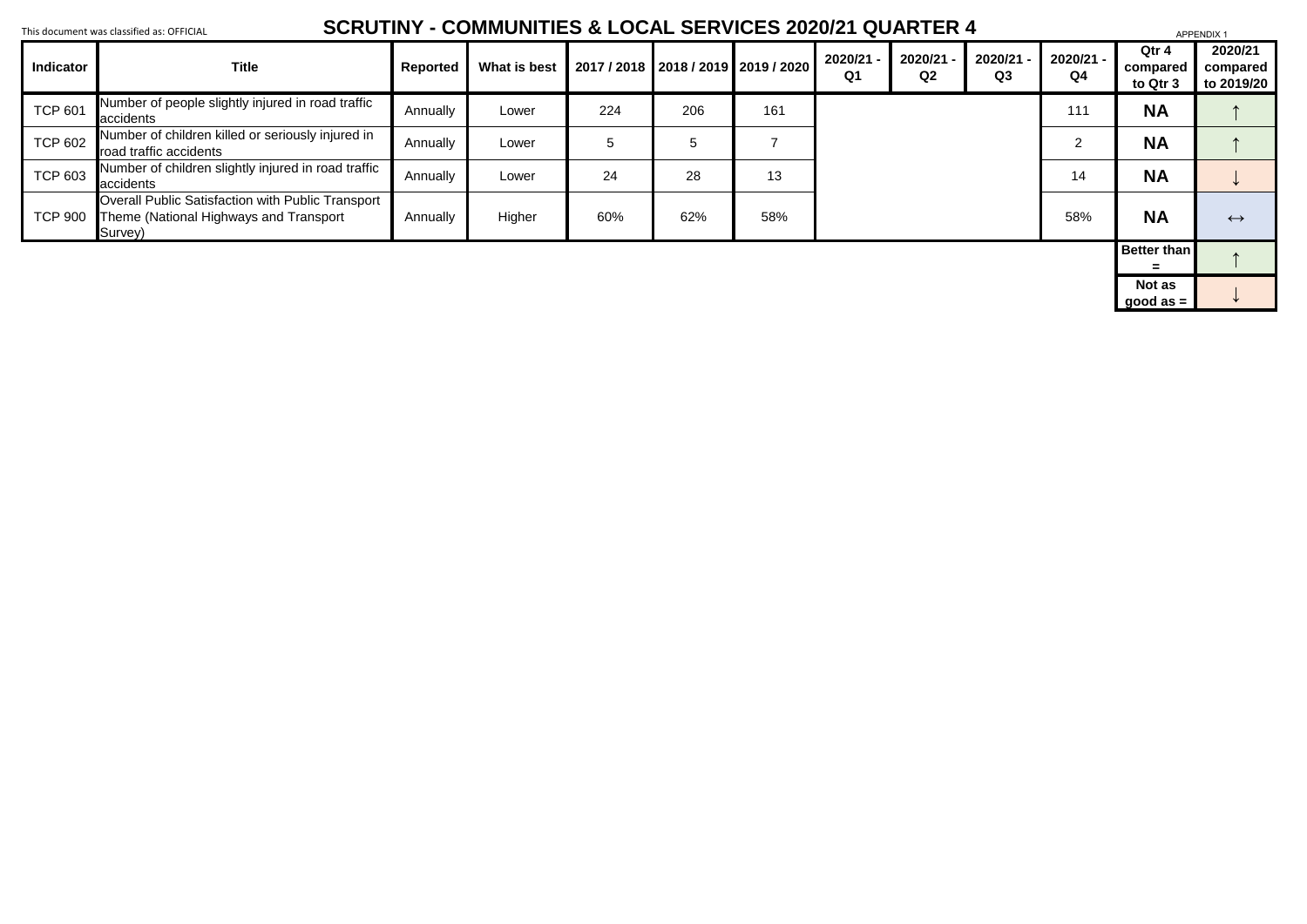This document was classified as: OFFICIAL

# SCRUTINY - COMMUNITIES & LOCAL SERVICES 2020/21 QUARTER 4

APPENDIX 1

| Indicator | Title | Reported | What is best | 2017 / 2018 | 2018 / 2019 | 2019 / 2020 | 2020/21 - Q1 | 2020/21 - Q2 | 2020/21 - Q3 | 2020/21 - Q4 | Qtr 4 compared to Qtr 3 | 2020/21 compared to 2019/20 |
|---|---|---|---|---|---|---|---|---|---|---|---|---|
| TCP 601 | Number of people slightly injured in road traffic accidents | Annually | Lower | 224 | 206 | 161 | | | | 111 | **NA** | ↑ |
| TCP 602 | Number of children killed or seriously injured in road traffic accidents | Annually | Lower | 5 | 5 | 7 | | | | 2 | **NA** | ↑ |
| TCP 603 | Number of children slightly injured in road traffic accidents | Annually | Lower | 24 | 28 | 13 | | | | 14 | **NA** | ↓ |
| TCP 900 | Overall Public Satisfaction with Public Transport Theme (National Highways and Transport Survey) | Annually | Higher | 60% | 62% | 58% | | | | 58% | **NA** | ↔ |

| | |
|---|---|
| **Better than =** | ↑ |
| **Not as good as =** | ↓ |